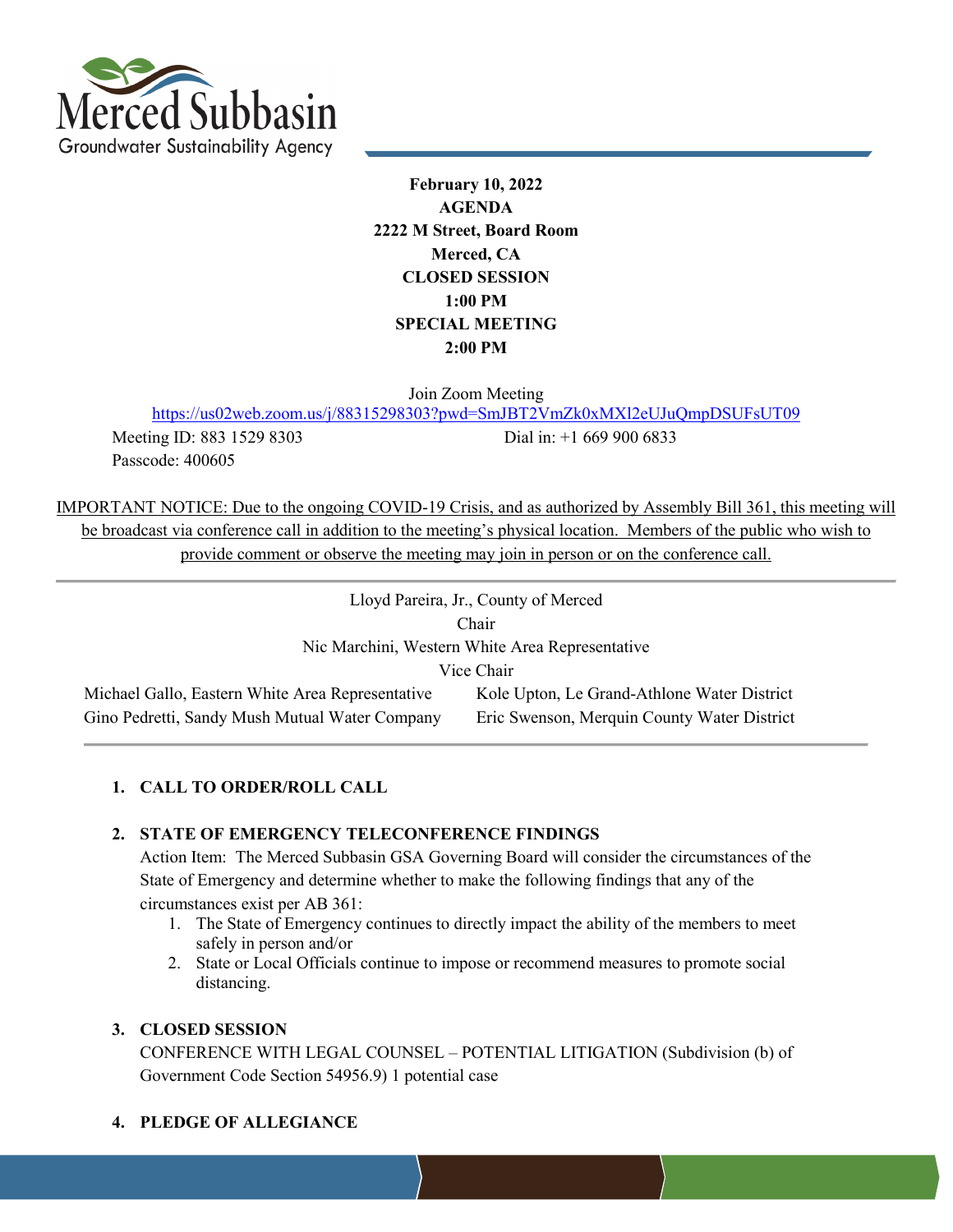# Merced Subbasin Groundwater Sustainability Agency

**February 10, 2022**
**AGENDA**
**2222 M Street, Board Room**
**Merced, CA**
**CLOSED SESSION**
**1:00 PM**
**SPECIAL MEETING**
**2:00 PM**

Join Zoom Meeting
https://us02web.zoom.us/j/88315298303?pwd=SmJBT2VmZk0xMXl2eUJuQmpDSUFsUT09

Meeting ID: 883 1529 8303
Dial in: +1 669 900 6833
Passcode: 400605

IMPORTANT NOTICE: Due to the ongoing COVID-19 Crisis, and as authorized by Assembly Bill 361, this meeting will be broadcast via conference call in addition to the meeting's physical location. Members of the public who wish to provide comment or observe the meeting may join in person or on the conference call.

---

Lloyd Pareira, Jr., County of Merced
Chair
Nic Marchini, Western White Area Representative
Vice Chair

Michael Gallo, Eastern White Area Representative
Kole Upton, Le Grand-Athlone Water District
Gino Pedretti, Sandy Mush Mutual Water Company
Eric Swenson, Merquin County Water District

---

1. **CALL TO ORDER/ROLL CALL**

2. **STATE OF EMERGENCY TELECONFERENCE FINDINGS**
   Action Item: The Merced Subbasin GSA Governing Board will consider the circumstances of the State of Emergency and determine whether to make the following findings that any of the circumstances exist per AB 361:
   1. The State of Emergency continues to directly impact the ability of the members to meet safely in person and/or
   2. State or Local Officials continue to impose or recommend measures to promote social distancing.

3. **CLOSED SESSION**
   CONFERENCE WITH LEGAL COUNSEL – POTENTIAL LITIGATION (Subdivision (b) of Government Code Section 54956.9) 1 potential case

4. **PLEDGE OF ALLEGIANCE**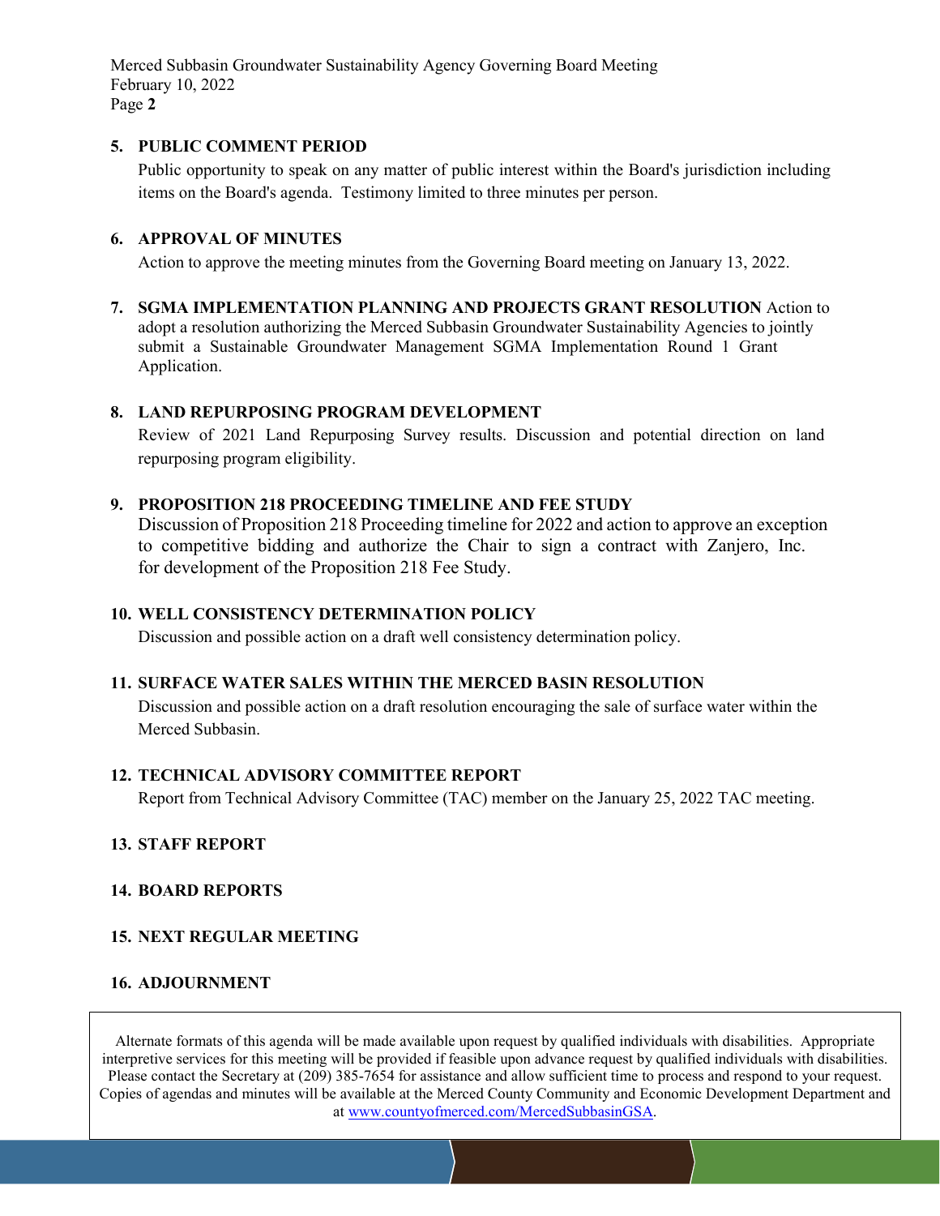**5. PUBLIC COMMENT PERIOD**

Public opportunity to speak on any matter of public interest within the Board's jurisdiction including items on the Board's agenda. Testimony limited to three minutes per person.

**6. APPROVAL OF MINUTES**

Action to approve the meeting minutes from the Governing Board meeting on January 13, 2022.

**7. SGMA IMPLEMENTATION PLANNING AND PROJECTS GRANT RESOLUTION** Action to adopt a resolution authorizing the Merced Subbasin Groundwater Sustainability Agencies to jointly submit a Sustainable Groundwater Management SGMA Implementation Round 1 Grant Application.

**8. LAND REPURPOSING PROGRAM DEVELOPMENT**

Review of 2021 Land Repurposing Survey results. Discussion and potential direction on land repurposing program eligibility.

**9. PROPOSITION 218 PROCEEDING TIMELINE AND FEE STUDY**

Discussion of Proposition 218 Proceeding timeline for 2022 and action to approve an exception to competitive bidding and authorize the Chair to sign a contract with Zanjero, Inc. for development of the Proposition 218 Fee Study.

**10. WELL CONSISTENCY DETERMINATION POLICY**

Discussion and possible action on a draft well consistency determination policy.

**11. SURFACE WATER SALES WITHIN THE MERCED BASIN RESOLUTION**

Discussion and possible action on a draft resolution encouraging the sale of surface water within the Merced Subbasin.

**12. TECHNICAL ADVISORY COMMITTEE REPORT**

Report from Technical Advisory Committee (TAC) member on the January 25, 2022 TAC meeting.

**13. STAFF REPORT**

**14. BOARD REPORTS**

**15. NEXT REGULAR MEETING**

**16. ADJOURNMENT**

Alternate formats of this agenda will be made available upon request by qualified individuals with disabilities. Appropriate interpretive services for this meeting will be provided if feasible upon advance request by qualified individuals with disabilities. Please contact the Secretary at (209) 385-7654 for assistance and allow sufficient time to process and respond to your request. Copies of agendas and minutes will be available at the Merced County Community and Economic Development Department and at www.countyofmerced.com/MercedSubbasinGSA.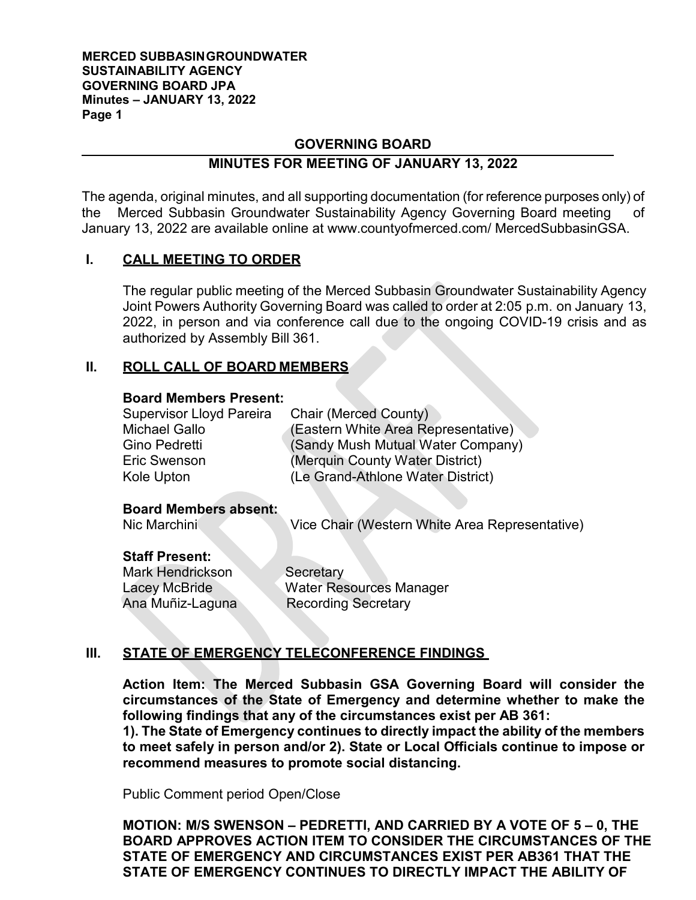## GOVERNING BOARD

## MINUTES FOR MEETING OF JANUARY 13, 2022

The agenda, original minutes, and all supporting documentation (for reference purposes only) of the Merced Subbasin Groundwater Sustainability Agency Governing Board meeting of January 13, 2022 are available online at www.countyofmerced.com/ MercedSubbasinGSA.

### I. CALL MEETING TO ORDER

The regular public meeting of the Merced Subbasin Groundwater Sustainability Agency Joint Powers Authority Governing Board was called to order at 2:05 p.m. on January 13, 2022, in person and via conference call due to the ongoing COVID-19 crisis and as authorized by Assembly Bill 361.

### II. ROLL CALL OF BOARD MEMBERS

**Board Members Present:**

| | |
|---|---|
| Supervisor Lloyd Pareira | Chair (Merced County) |
| Michael Gallo | (Eastern White Area Representative) |
| Gino Pedretti | (Sandy Mush Mutual Water Company) |
| Eric Swenson | (Merquin County Water District) |
| Kole Upton | (Le Grand-Athlone Water District) |

**Board Members absent:**

| | |
|---|---|
| Nic Marchini | Vice Chair (Western White Area Representative) |

**Staff Present:**

| | |
|---|---|
| Mark Hendrickson | Secretary |
| Lacey McBride | Water Resources Manager |
| Ana Muñiz-Laguna | Recording Secretary |

### III. STATE OF EMERGENCY TELECONFERENCE FINDINGS

**Action Item: The Merced Subbasin GSA Governing Board will consider the circumstances of the State of Emergency and determine whether to make the following findings that any of the circumstances exist per AB 361:**
**1). The State of Emergency continues to directly impact the ability of the members to meet safely in person and/or 2). State or Local Officials continue to impose or recommend measures to promote social distancing.**

Public Comment period Open/Close

**MOTION: M/S SWENSON – PEDRETTI, AND CARRIED BY A VOTE OF 5 – 0, THE BOARD APPROVES ACTION ITEM TO CONSIDER THE CIRCUMSTANCES OF THE STATE OF EMERGENCY AND CIRCUMSTANCES EXIST PER AB361 THAT THE STATE OF EMERGENCY CONTINUES TO DIRECTLY IMPACT THE ABILITY OF**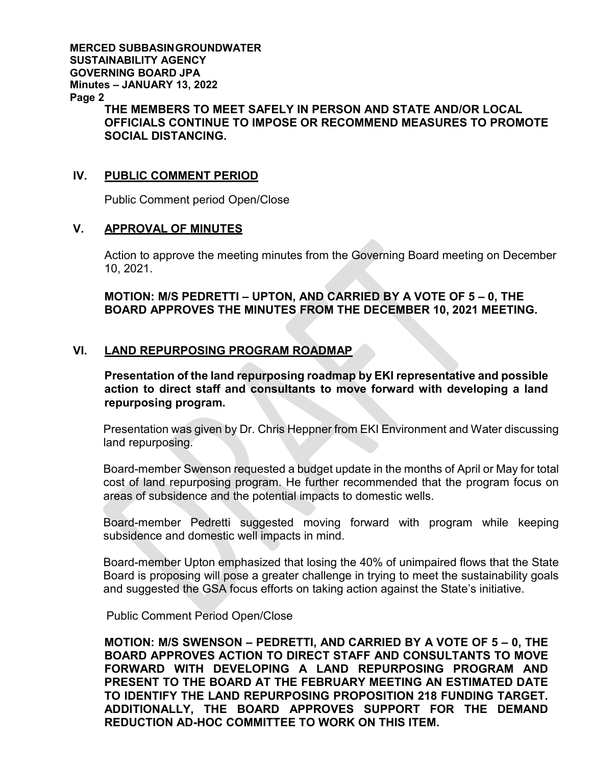**THE MEMBERS TO MEET SAFELY IN PERSON AND STATE AND/OR LOCAL OFFICIALS CONTINUE TO IMPOSE OR RECOMMEND MEASURES TO PROMOTE SOCIAL DISTANCING.**

## IV. PUBLIC COMMENT PERIOD

Public Comment period Open/Close

## V. APPROVAL OF MINUTES

Action to approve the meeting minutes from the Governing Board meeting on December 10, 2021.

**MOTION: M/S PEDRETTI – UPTON, AND CARRIED BY A VOTE OF 5 – 0, THE BOARD APPROVES THE MINUTES FROM THE DECEMBER 10, 2021 MEETING.**

## VI. LAND REPURPOSING PROGRAM ROADMAP

**Presentation of the land repurposing roadmap by EKI representative and possible action to direct staff and consultants to move forward with developing a land repurposing program.**

Presentation was given by Dr. Chris Heppner from EKI Environment and Water discussing land repurposing.

Board-member Swenson requested a budget update in the months of April or May for total cost of land repurposing program. He further recommended that the program focus on areas of subsidence and the potential impacts to domestic wells.

Board-member Pedretti suggested moving forward with program while keeping subsidence and domestic well impacts in mind.

Board-member Upton emphasized that losing the 40% of unimpaired flows that the State Board is proposing will pose a greater challenge in trying to meet the sustainability goals and suggested the GSA focus efforts on taking action against the State's initiative.

Public Comment Period Open/Close

**MOTION: M/S SWENSON – PEDRETTI, AND CARRIED BY A VOTE OF 5 – 0, THE BOARD APPROVES ACTION TO DIRECT STAFF AND CONSULTANTS TO MOVE FORWARD WITH DEVELOPING A LAND REPURPOSING PROGRAM AND PRESENT TO THE BOARD AT THE FEBRUARY MEETING AN ESTIMATED DATE TO IDENTIFY THE LAND REPURPOSING PROPOSITION 218 FUNDING TARGET. ADDITIONALLY, THE BOARD APPROVES SUPPORT FOR THE DEMAND REDUCTION AD-HOC COMMITTEE TO WORK ON THIS ITEM.**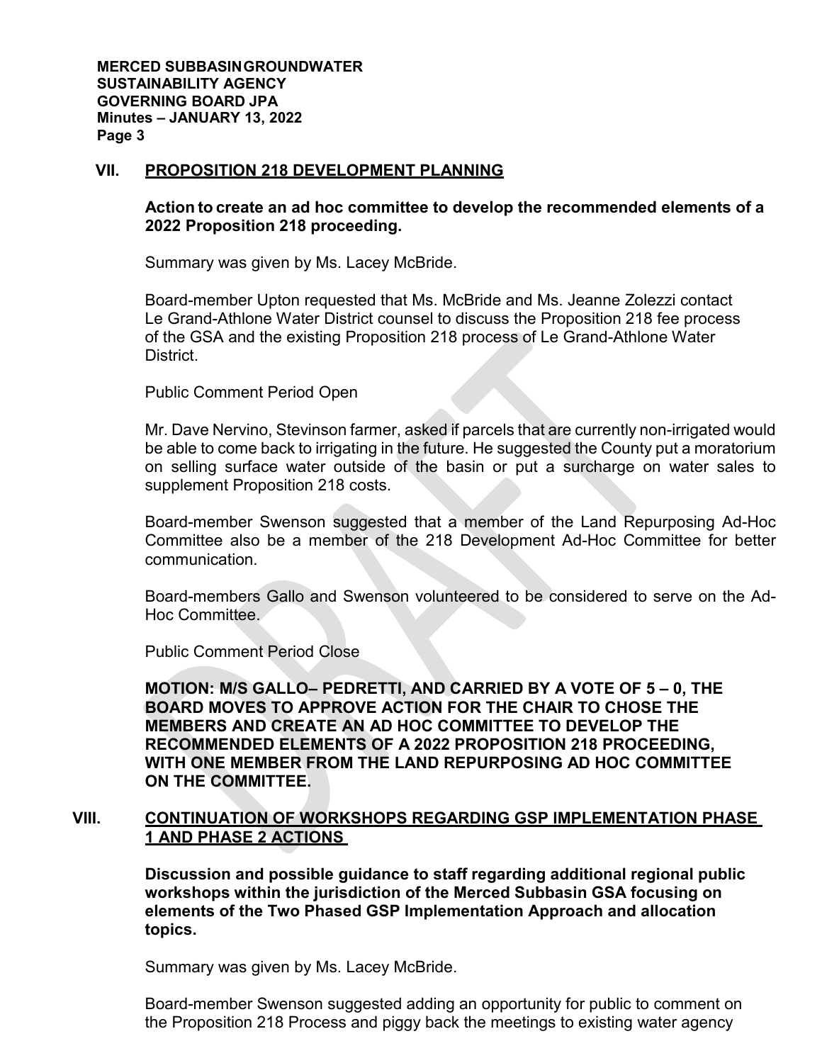## VII. PROPOSITION 218 DEVELOPMENT PLANNING

**Action to create an ad hoc committee to develop the recommended elements of a 2022 Proposition 218 proceeding.**

Summary was given by Ms. Lacey McBride.

Board-member Upton requested that Ms. McBride and Ms. Jeanne Zolezzi contact Le Grand-Athlone Water District counsel to discuss the Proposition 218 fee process of the GSA and the existing Proposition 218 process of Le Grand-Athlone Water District.

Public Comment Period Open

Mr. Dave Nervino, Stevinson farmer, asked if parcels that are currently non-irrigated would be able to come back to irrigating in the future. He suggested the County put a moratorium on selling surface water outside of the basin or put a surcharge on water sales to supplement Proposition 218 costs.

Board-member Swenson suggested that a member of the Land Repurposing Ad-Hoc Committee also be a member of the 218 Development Ad-Hoc Committee for better communication.

Board-members Gallo and Swenson volunteered to be considered to serve on the Ad-Hoc Committee.

Public Comment Period Close

**MOTION: M/S GALLO– PEDRETTI, AND CARRIED BY A VOTE OF 5 – 0, THE BOARD MOVES TO APPROVE ACTION FOR THE CHAIR TO CHOSE THE MEMBERS AND CREATE AN AD HOC COMMITTEE TO DEVELOP THE RECOMMENDED ELEMENTS OF A 2022 PROPOSITION 218 PROCEEDING, WITH ONE MEMBER FROM THE LAND REPURPOSING AD HOC COMMITTEE ON THE COMMITTEE.**

## VIII. CONTINUATION OF WORKSHOPS REGARDING GSP IMPLEMENTATION PHASE 1 AND PHASE 2 ACTIONS

**Discussion and possible guidance to staff regarding additional regional public workshops within the jurisdiction of the Merced Subbasin GSA focusing on elements of the Two Phased GSP Implementation Approach and allocation topics.**

Summary was given by Ms. Lacey McBride.

Board-member Swenson suggested adding an opportunity for public to comment on the Proposition 218 Process and piggy back the meetings to existing water agency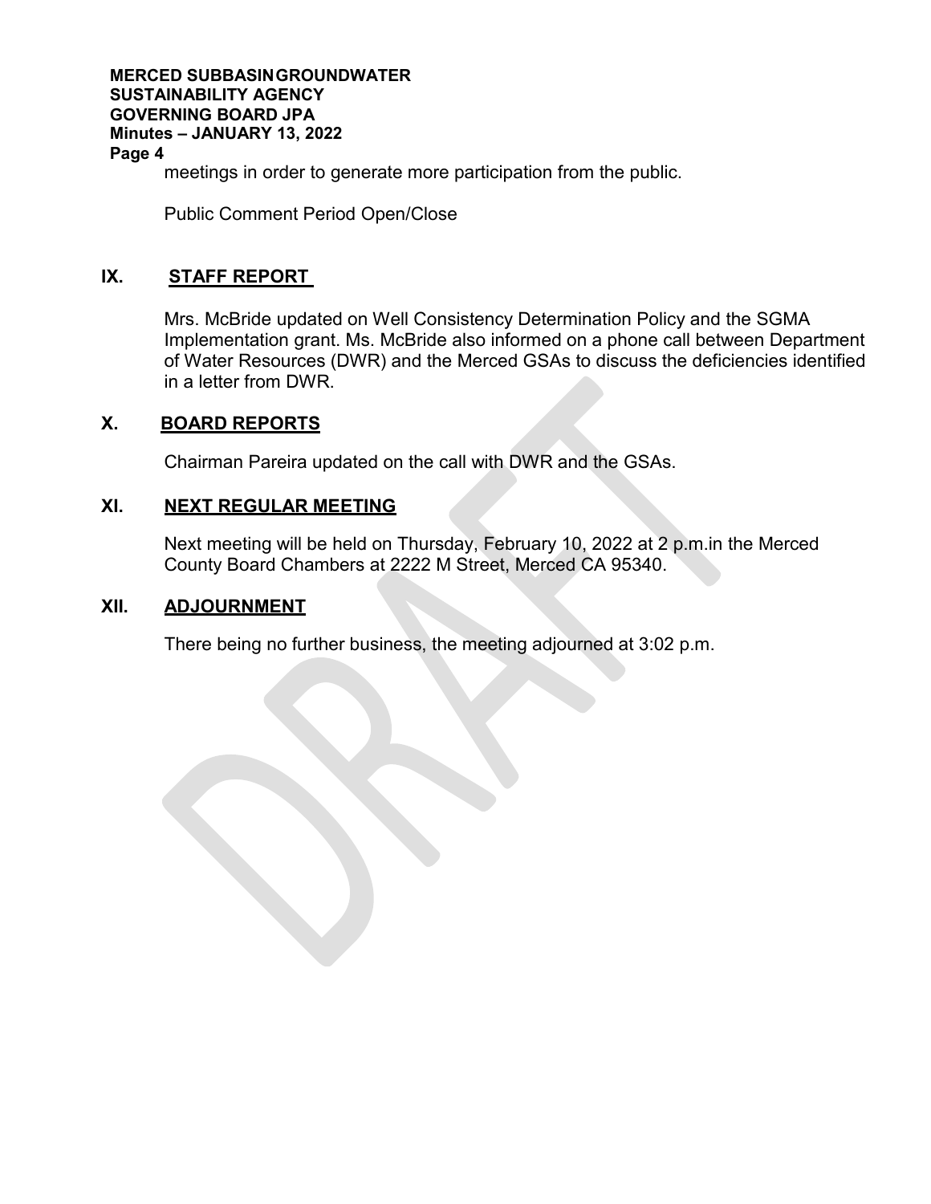meetings in order to generate more participation from the public.

Public Comment Period Open/Close

## IX. STAFF REPORT

Mrs. McBride updated on Well Consistency Determination Policy and the SGMA Implementation grant. Ms. McBride also informed on a phone call between Department of Water Resources (DWR) and the Merced GSAs to discuss the deficiencies identified in a letter from DWR.

## X. BOARD REPORTS

Chairman Pareira updated on the call with DWR and the GSAs.

## XI. NEXT REGULAR MEETING

Next meeting will be held on Thursday, February 10, 2022 at 2 p.m.in the Merced County Board Chambers at 2222 M Street, Merced CA 95340.

## XII. ADJOURNMENT

There being no further business, the meeting adjourned at 3:02 p.m.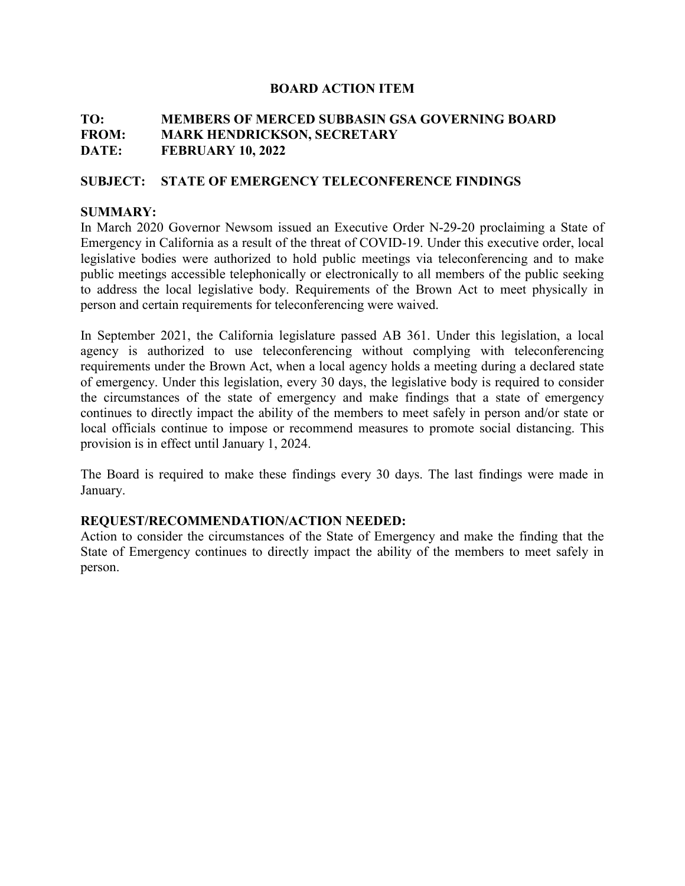# BOARD ACTION ITEM

**TO:** MEMBERS OF MERCED SUBBASIN GSA GOVERNING BOARD
**FROM:** MARK HENDRICKSON, SECRETARY
**DATE:** FEBRUARY 10, 2022

**SUBJECT: STATE OF EMERGENCY TELECONFERENCE FINDINGS**

**SUMMARY:**
In March 2020 Governor Newsom issued an Executive Order N-29-20 proclaiming a State of Emergency in California as a result of the threat of COVID-19. Under this executive order, local legislative bodies were authorized to hold public meetings via teleconferencing and to make public meetings accessible telephonically or electronically to all members of the public seeking to address the local legislative body. Requirements of the Brown Act to meet physically in person and certain requirements for teleconferencing were waived.

In September 2021, the California legislature passed AB 361. Under this legislation, a local agency is authorized to use teleconferencing without complying with teleconferencing requirements under the Brown Act, when a local agency holds a meeting during a declared state of emergency. Under this legislation, every 30 days, the legislative body is required to consider the circumstances of the state of emergency and make findings that a state of emergency continues to directly impact the ability of the members to meet safely in person and/or state or local officials continue to impose or recommend measures to promote social distancing. This provision is in effect until January 1, 2024.

The Board is required to make these findings every 30 days. The last findings were made in January.

**REQUEST/RECOMMENDATION/ACTION NEEDED:**
Action to consider the circumstances of the State of Emergency and make the finding that the State of Emergency continues to directly impact the ability of the members to meet safely in person.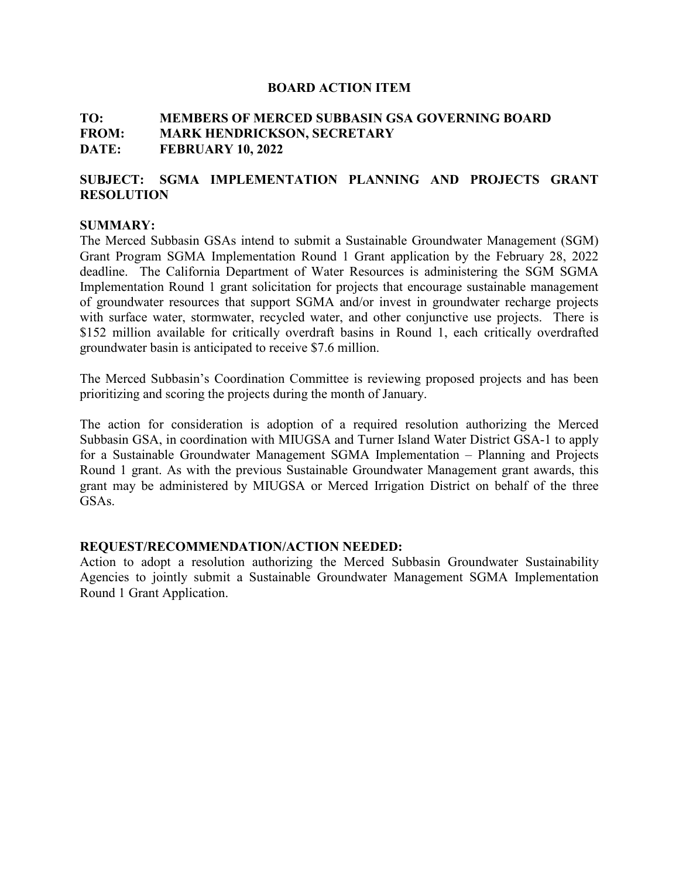**BOARD ACTION ITEM**

**TO:** **MEMBERS OF MERCED SUBBASIN GSA GOVERNING BOARD**
**FROM:** **MARK HENDRICKSON, SECRETARY**
**DATE:** **FEBRUARY 10, 2022**

**SUBJECT: SGMA IMPLEMENTATION PLANNING AND PROJECTS GRANT RESOLUTION**

**SUMMARY:**

The Merced Subbasin GSAs intend to submit a Sustainable Groundwater Management (SGM) Grant Program SGMA Implementation Round 1 Grant application by the February 28, 2022 deadline. The California Department of Water Resources is administering the SGM SGMA Implementation Round 1 grant solicitation for projects that encourage sustainable management of groundwater resources that support SGMA and/or invest in groundwater recharge projects with surface water, stormwater, recycled water, and other conjunctive use projects. There is \$152 million available for critically overdraft basins in Round 1, each critically overdrafted groundwater basin is anticipated to receive \$7.6 million.

The Merced Subbasin's Coordination Committee is reviewing proposed projects and has been prioritizing and scoring the projects during the month of January.

The action for consideration is adoption of a required resolution authorizing the Merced Subbasin GSA, in coordination with MIUGSA and Turner Island Water District GSA-1 to apply for a Sustainable Groundwater Management SGMA Implementation – Planning and Projects Round 1 grant. As with the previous Sustainable Groundwater Management grant awards, this grant may be administered by MIUGSA or Merced Irrigation District on behalf of the three GSAs.

**REQUEST/RECOMMENDATION/ACTION NEEDED:**

Action to adopt a resolution authorizing the Merced Subbasin Groundwater Sustainability Agencies to jointly submit a Sustainable Groundwater Management SGMA Implementation Round 1 Grant Application.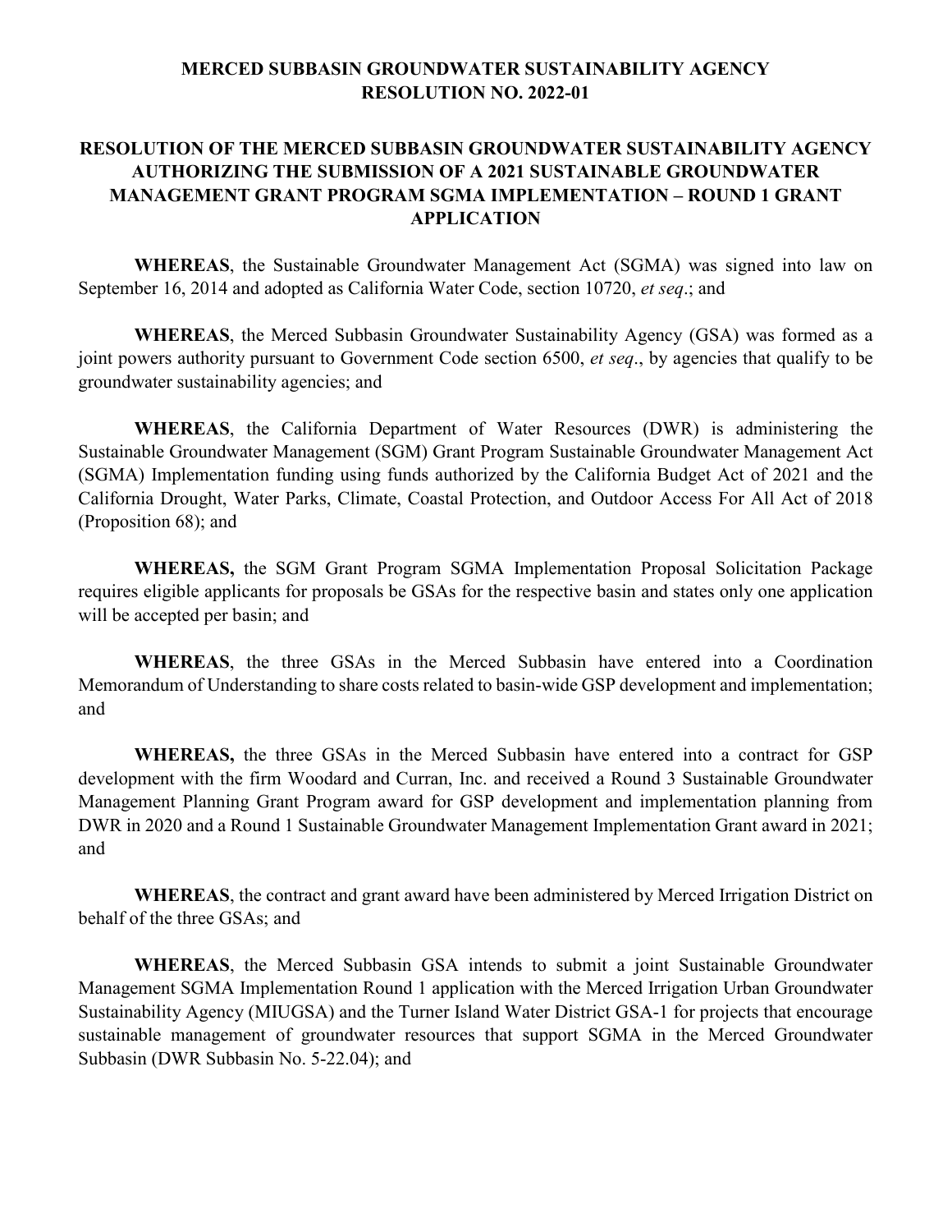**MERCED SUBBASIN GROUNDWATER SUSTAINABILITY AGENCY**
**RESOLUTION NO. 2022-01**

**RESOLUTION OF THE MERCED SUBBASIN GROUNDWATER SUSTAINABILITY AGENCY AUTHORIZING THE SUBMISSION OF A 2021 SUSTAINABLE GROUNDWATER MANAGEMENT GRANT PROGRAM SGMA IMPLEMENTATION – ROUND 1 GRANT APPLICATION**

**WHEREAS**, the Sustainable Groundwater Management Act (SGMA) was signed into law on September 16, 2014 and adopted as California Water Code, section 10720, *et seq*.; and

**WHEREAS**, the Merced Subbasin Groundwater Sustainability Agency (GSA) was formed as a joint powers authority pursuant to Government Code section 6500, *et seq*., by agencies that qualify to be groundwater sustainability agencies; and

**WHEREAS**, the California Department of Water Resources (DWR) is administering the Sustainable Groundwater Management (SGM) Grant Program Sustainable Groundwater Management Act (SGMA) Implementation funding using funds authorized by the California Budget Act of 2021 and the California Drought, Water Parks, Climate, Coastal Protection, and Outdoor Access For All Act of 2018 (Proposition 68); and

**WHEREAS,** the SGM Grant Program SGMA Implementation Proposal Solicitation Package requires eligible applicants for proposals be GSAs for the respective basin and states only one application will be accepted per basin; and

**WHEREAS**, the three GSAs in the Merced Subbasin have entered into a Coordination Memorandum of Understanding to share costs related to basin-wide GSP development and implementation; and

**WHEREAS,** the three GSAs in the Merced Subbasin have entered into a contract for GSP development with the firm Woodard and Curran, Inc. and received a Round 3 Sustainable Groundwater Management Planning Grant Program award for GSP development and implementation planning from DWR in 2020 and a Round 1 Sustainable Groundwater Management Implementation Grant award in 2021; and

**WHEREAS**, the contract and grant award have been administered by Merced Irrigation District on behalf of the three GSAs; and

**WHEREAS**, the Merced Subbasin GSA intends to submit a joint Sustainable Groundwater Management SGMA Implementation Round 1 application with the Merced Irrigation Urban Groundwater Sustainability Agency (MIUGSA) and the Turner Island Water District GSA-1 for projects that encourage sustainable management of groundwater resources that support SGMA in the Merced Groundwater Subbasin (DWR Subbasin No. 5-22.04); and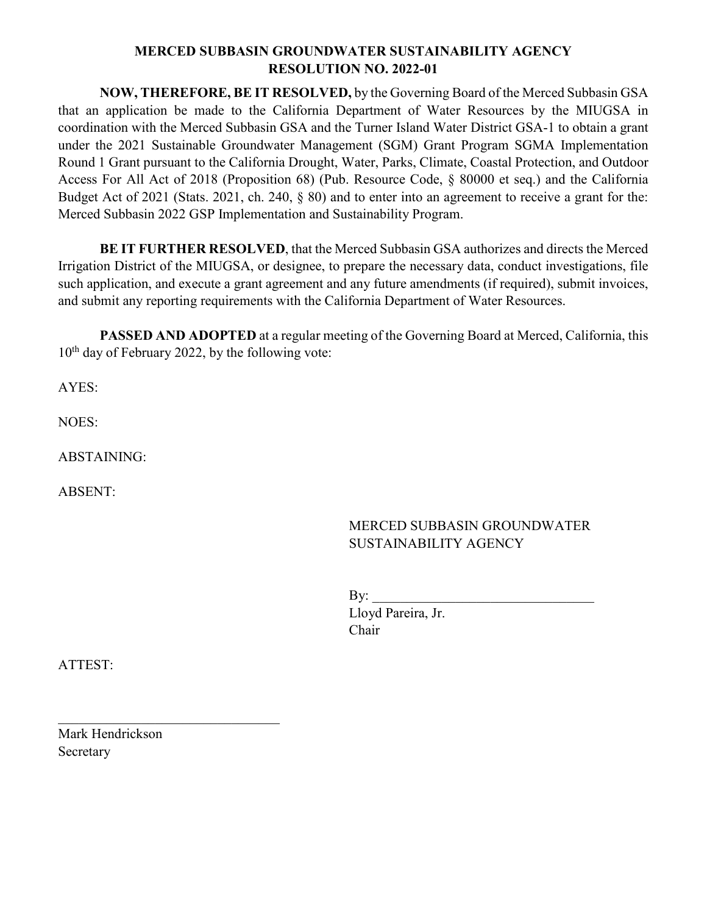**MERCED SUBBASIN GROUNDWATER SUSTAINABILITY AGENCY**
**RESOLUTION NO. 2022-01**

**NOW, THEREFORE, BE IT RESOLVED,** by the Governing Board of the Merced Subbasin GSA that an application be made to the California Department of Water Resources by the MIUGSA in coordination with the Merced Subbasin GSA and the Turner Island Water District GSA-1 to obtain a grant under the 2021 Sustainable Groundwater Management (SGM) Grant Program SGMA Implementation Round 1 Grant pursuant to the California Drought, Water, Parks, Climate, Coastal Protection, and Outdoor Access For All Act of 2018 (Proposition 68) (Pub. Resource Code, § 80000 et seq.) and the California Budget Act of 2021 (Stats. 2021, ch. 240, § 80) and to enter into an agreement to receive a grant for the: Merced Subbasin 2022 GSP Implementation and Sustainability Program.

**BE IT FURTHER RESOLVED**, that the Merced Subbasin GSA authorizes and directs the Merced Irrigation District of the MIUGSA, or designee, to prepare the necessary data, conduct investigations, file such application, and execute a grant agreement and any future amendments (if required), submit invoices, and submit any reporting requirements with the California Department of Water Resources.

**PASSED AND ADOPTED** at a regular meeting of the Governing Board at Merced, California, this 10th day of February 2022, by the following vote:

AYES:

NOES:

ABSTAINING:

ABSENT:

MERCED SUBBASIN GROUNDWATER SUSTAINABILITY AGENCY

By: ________________________________
Lloyd Pareira, Jr.
Chair

ATTEST:

________________________________
Mark Hendrickson
Secretary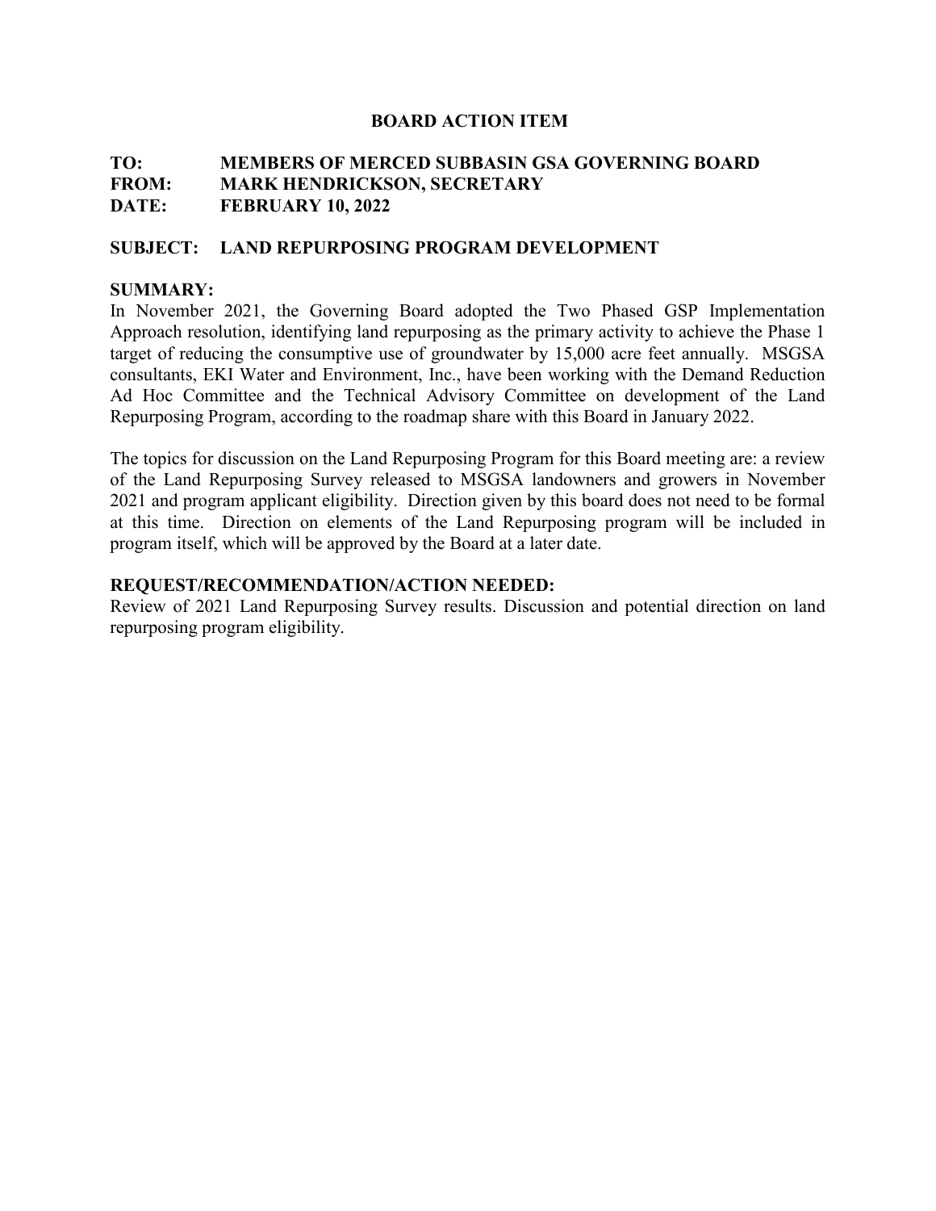# BOARD ACTION ITEM

**TO:** MEMBERS OF MERCED SUBBASIN GSA GOVERNING BOARD
**FROM:** MARK HENDRICKSON, SECRETARY
**DATE:** FEBRUARY 10, 2022

**SUBJECT: LAND REPURPOSING PROGRAM DEVELOPMENT**

**SUMMARY:**

In November 2021, the Governing Board adopted the Two Phased GSP Implementation Approach resolution, identifying land repurposing as the primary activity to achieve the Phase 1 target of reducing the consumptive use of groundwater by 15,000 acre feet annually. MSGSA consultants, EKI Water and Environment, Inc., have been working with the Demand Reduction Ad Hoc Committee and the Technical Advisory Committee on development of the Land Repurposing Program, according to the roadmap share with this Board in January 2022.

The topics for discussion on the Land Repurposing Program for this Board meeting are: a review of the Land Repurposing Survey released to MSGSA landowners and growers in November 2021 and program applicant eligibility. Direction given by this board does not need to be formal at this time. Direction on elements of the Land Repurposing program will be included in program itself, which will be approved by the Board at a later date.

**REQUEST/RECOMMENDATION/ACTION NEEDED:**

Review of 2021 Land Repurposing Survey results. Discussion and potential direction on land repurposing program eligibility.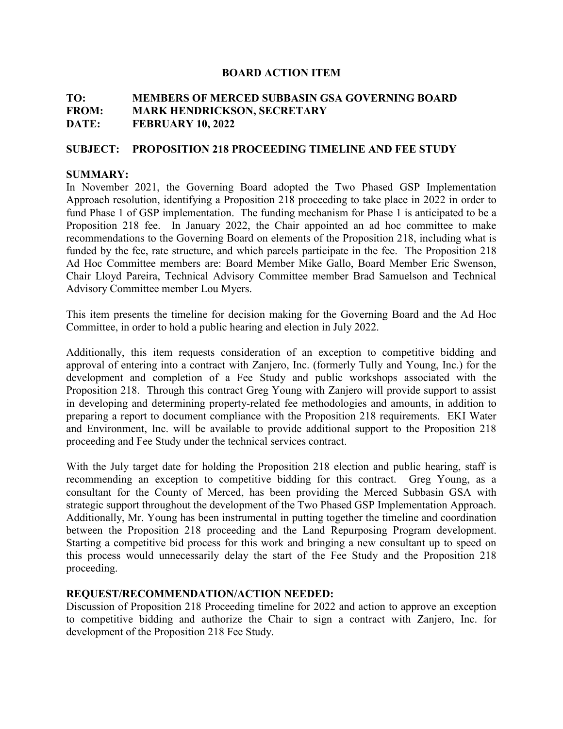# BOARD ACTION ITEM

**TO: MEMBERS OF MERCED SUBBASIN GSA GOVERNING BOARD**
**FROM: MARK HENDRICKSON, SECRETARY**
**DATE: FEBRUARY 10, 2022**

**SUBJECT: PROPOSITION 218 PROCEEDING TIMELINE AND FEE STUDY**

**SUMMARY:**

In November 2021, the Governing Board adopted the Two Phased GSP Implementation Approach resolution, identifying a Proposition 218 proceeding to take place in 2022 in order to fund Phase 1 of GSP implementation. The funding mechanism for Phase 1 is anticipated to be a Proposition 218 fee. In January 2022, the Chair appointed an ad hoc committee to make recommendations to the Governing Board on elements of the Proposition 218, including what is funded by the fee, rate structure, and which parcels participate in the fee. The Proposition 218 Ad Hoc Committee members are: Board Member Mike Gallo, Board Member Eric Swenson, Chair Lloyd Pareira, Technical Advisory Committee member Brad Samuelson and Technical Advisory Committee member Lou Myers.

This item presents the timeline for decision making for the Governing Board and the Ad Hoc Committee, in order to hold a public hearing and election in July 2022.

Additionally, this item requests consideration of an exception to competitive bidding and approval of entering into a contract with Zanjero, Inc. (formerly Tully and Young, Inc.) for the development and completion of a Fee Study and public workshops associated with the Proposition 218. Through this contract Greg Young with Zanjero will provide support to assist in developing and determining property-related fee methodologies and amounts, in addition to preparing a report to document compliance with the Proposition 218 requirements. EKI Water and Environment, Inc. will be available to provide additional support to the Proposition 218 proceeding and Fee Study under the technical services contract.

With the July target date for holding the Proposition 218 election and public hearing, staff is recommending an exception to competitive bidding for this contract. Greg Young, as a consultant for the County of Merced, has been providing the Merced Subbasin GSA with strategic support throughout the development of the Two Phased GSP Implementation Approach. Additionally, Mr. Young has been instrumental in putting together the timeline and coordination between the Proposition 218 proceeding and the Land Repurposing Program development. Starting a competitive bid process for this work and bringing a new consultant up to speed on this process would unnecessarily delay the start of the Fee Study and the Proposition 218 proceeding.

**REQUEST/RECOMMENDATION/ACTION NEEDED:**

Discussion of Proposition 218 Proceeding timeline for 2022 and action to approve an exception to competitive bidding and authorize the Chair to sign a contract with Zanjero, Inc. for development of the Proposition 218 Fee Study.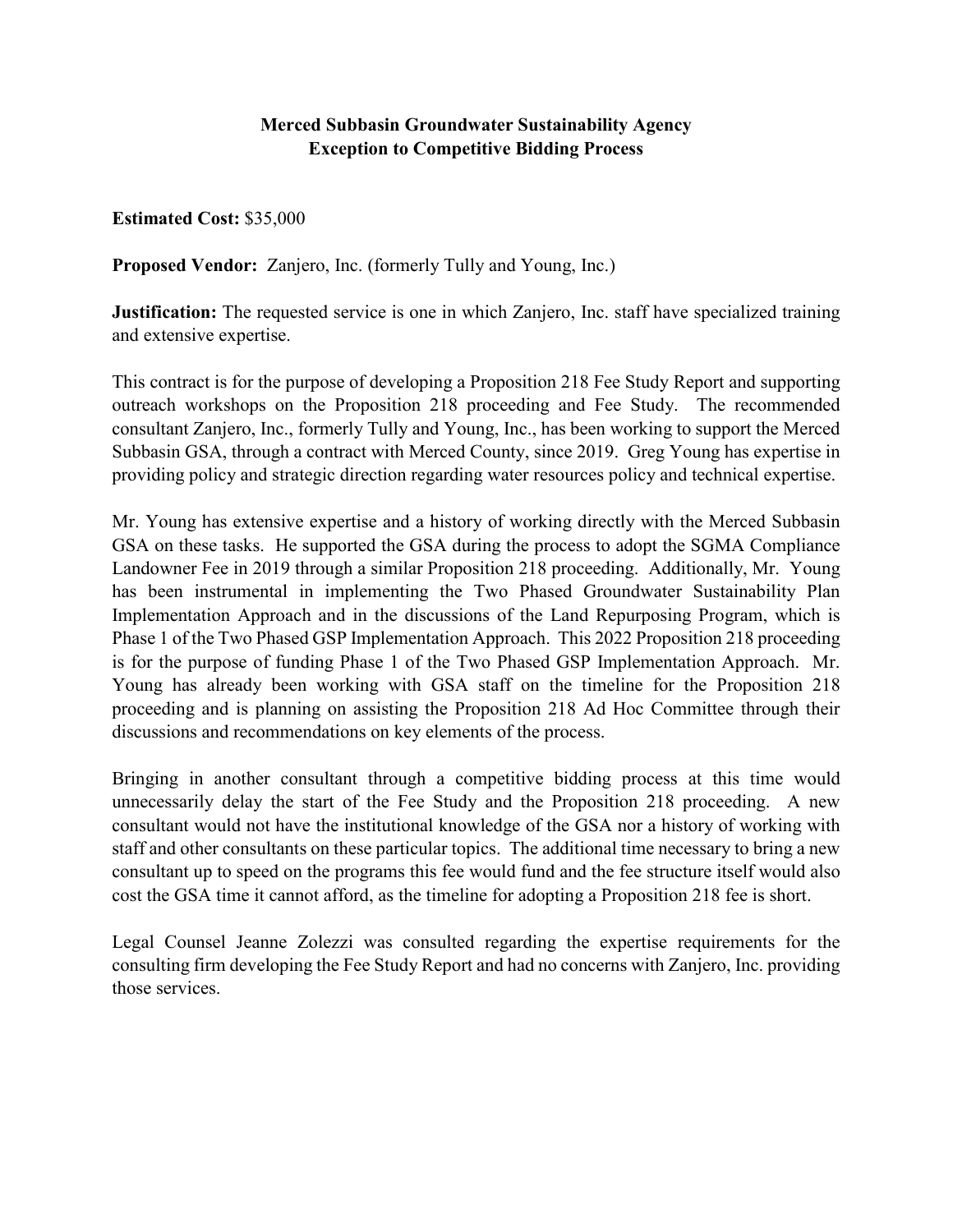# Merced Subbasin Groundwater Sustainability Agency
## Exception to Competitive Bidding Process

**Estimated Cost:** $35,000

**Proposed Vendor:** Zanjero, Inc. (formerly Tully and Young, Inc.)

**Justification:** The requested service is one in which Zanjero, Inc. staff have specialized training and extensive expertise.

This contract is for the purpose of developing a Proposition 218 Fee Study Report and supporting outreach workshops on the Proposition 218 proceeding and Fee Study. The recommended consultant Zanjero, Inc., formerly Tully and Young, Inc., has been working to support the Merced Subbasin GSA, through a contract with Merced County, since 2019. Greg Young has expertise in providing policy and strategic direction regarding water resources policy and technical expertise.

Mr. Young has extensive expertise and a history of working directly with the Merced Subbasin GSA on these tasks. He supported the GSA during the process to adopt the SGMA Compliance Landowner Fee in 2019 through a similar Proposition 218 proceeding. Additionally, Mr. Young has been instrumental in implementing the Two Phased Groundwater Sustainability Plan Implementation Approach and in the discussions of the Land Repurposing Program, which is Phase 1 of the Two Phased GSP Implementation Approach. This 2022 Proposition 218 proceeding is for the purpose of funding Phase 1 of the Two Phased GSP Implementation Approach. Mr. Young has already been working with GSA staff on the timeline for the Proposition 218 proceeding and is planning on assisting the Proposition 218 Ad Hoc Committee through their discussions and recommendations on key elements of the process.

Bringing in another consultant through a competitive bidding process at this time would unnecessarily delay the start of the Fee Study and the Proposition 218 proceeding. A new consultant would not have the institutional knowledge of the GSA nor a history of working with staff and other consultants on these particular topics. The additional time necessary to bring a new consultant up to speed on the programs this fee would fund and the fee structure itself would also cost the GSA time it cannot afford, as the timeline for adopting a Proposition 218 fee is short.

Legal Counsel Jeanne Zolezzi was consulted regarding the expertise requirements for the consulting firm developing the Fee Study Report and had no concerns with Zanjero, Inc. providing those services.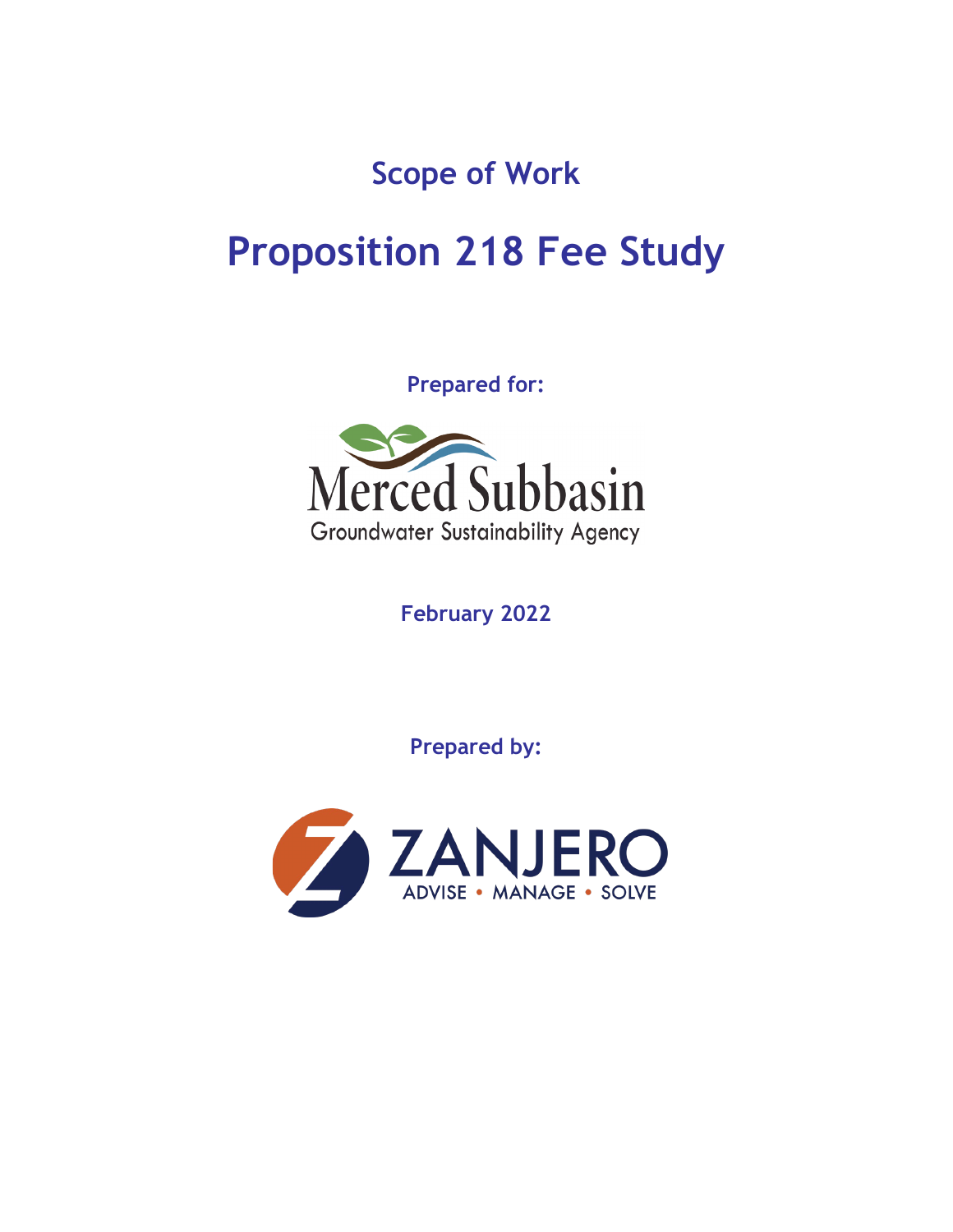# Scope of Work

# Proposition 218 Fee Study

**Prepared for:**

Merced Subbasin

Groundwater Sustainability Agency

**February 2022**

**Prepared by:**

ZANJERO

ADVISE • MANAGE • SOLVE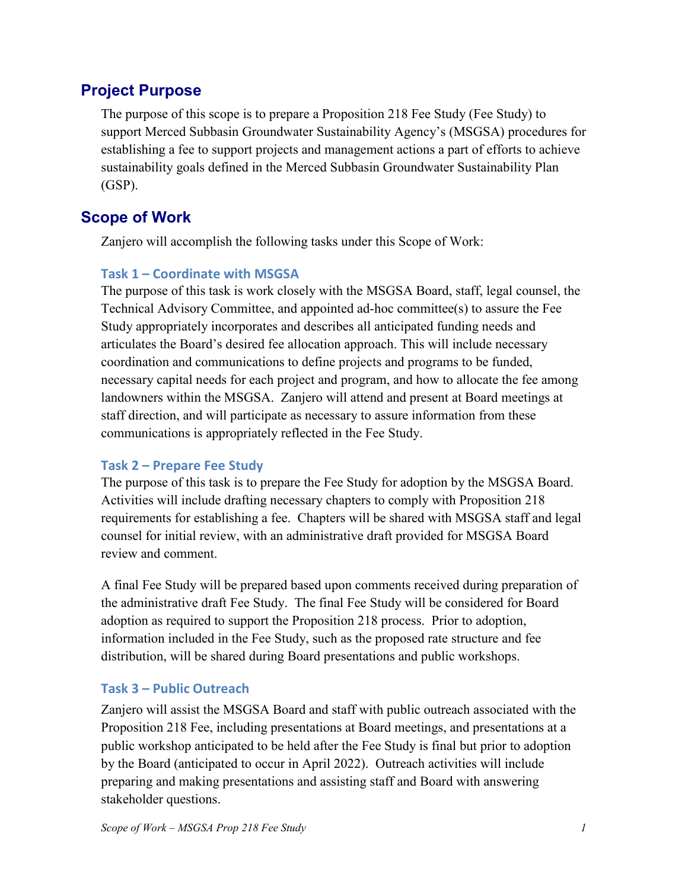## Project Purpose

The purpose of this scope is to prepare a Proposition 218 Fee Study (Fee Study) to support Merced Subbasin Groundwater Sustainability Agency's (MSGSA) procedures for establishing a fee to support projects and management actions a part of efforts to achieve sustainability goals defined in the Merced Subbasin Groundwater Sustainability Plan (GSP).

## Scope of Work

Zanjero will accomplish the following tasks under this Scope of Work:

### Task 1 – Coordinate with MSGSA

The purpose of this task is work closely with the MSGSA Board, staff, legal counsel, the Technical Advisory Committee, and appointed ad-hoc committee(s) to assure the Fee Study appropriately incorporates and describes all anticipated funding needs and articulates the Board's desired fee allocation approach. This will include necessary coordination and communications to define projects and programs to be funded, necessary capital needs for each project and program, and how to allocate the fee among landowners within the MSGSA. Zanjero will attend and present at Board meetings at staff direction, and will participate as necessary to assure information from these communications is appropriately reflected in the Fee Study.

### Task 2 – Prepare Fee Study

The purpose of this task is to prepare the Fee Study for adoption by the MSGSA Board. Activities will include drafting necessary chapters to comply with Proposition 218 requirements for establishing a fee. Chapters will be shared with MSGSA staff and legal counsel for initial review, with an administrative draft provided for MSGSA Board review and comment.

A final Fee Study will be prepared based upon comments received during preparation of the administrative draft Fee Study. The final Fee Study will be considered for Board adoption as required to support the Proposition 218 process. Prior to adoption, information included in the Fee Study, such as the proposed rate structure and fee distribution, will be shared during Board presentations and public workshops.

### Task 3 – Public Outreach

Zanjero will assist the MSGSA Board and staff with public outreach associated with the Proposition 218 Fee, including presentations at Board meetings, and presentations at a public workshop anticipated to be held after the Fee Study is final but prior to adoption by the Board (anticipated to occur in April 2022). Outreach activities will include preparing and making presentations and assisting staff and Board with answering stakeholder questions.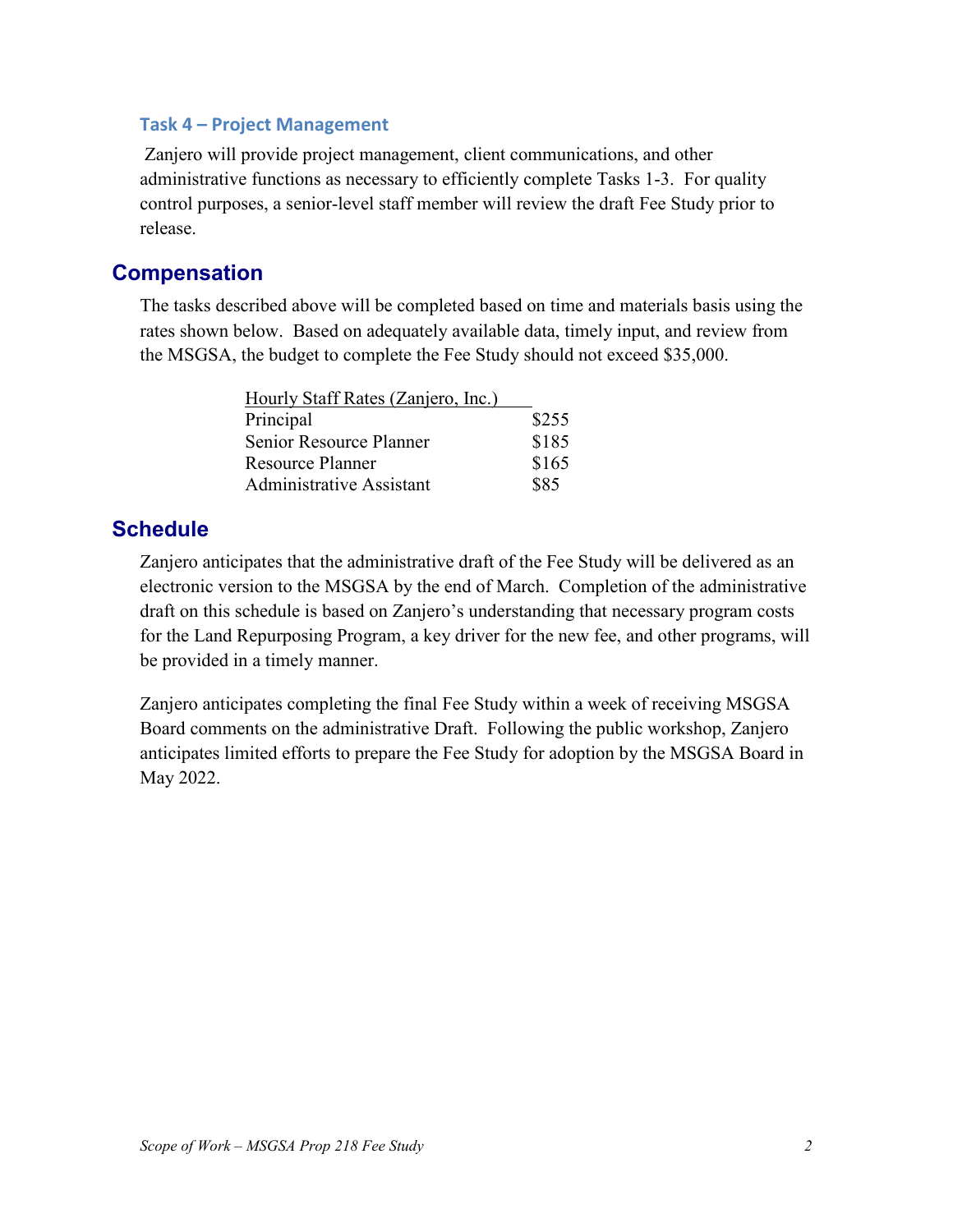### Task 4 – Project Management

Zanjero will provide project management, client communications, and other administrative functions as necessary to efficiently complete Tasks 1-3. For quality control purposes, a senior-level staff member will review the draft Fee Study prior to release.

## Compensation

The tasks described above will be completed based on time and materials basis using the rates shown below. Based on adequately available data, timely input, and review from the MSGSA, the budget to complete the Fee Study should not exceed $35,000.

| Hourly Staff Rates (Zanjero, Inc.) | |
|---|---|
| Principal | $255 |
| Senior Resource Planner | $185 |
| Resource Planner | $165 |
| Administrative Assistant | $85 |

## Schedule

Zanjero anticipates that the administrative draft of the Fee Study will be delivered as an electronic version to the MSGSA by the end of March. Completion of the administrative draft on this schedule is based on Zanjero's understanding that necessary program costs for the Land Repurposing Program, a key driver for the new fee, and other programs, will be provided in a timely manner.

Zanjero anticipates completing the final Fee Study within a week of receiving MSGSA Board comments on the administrative Draft. Following the public workshop, Zanjero anticipates limited efforts to prepare the Fee Study for adoption by the MSGSA Board in May 2022.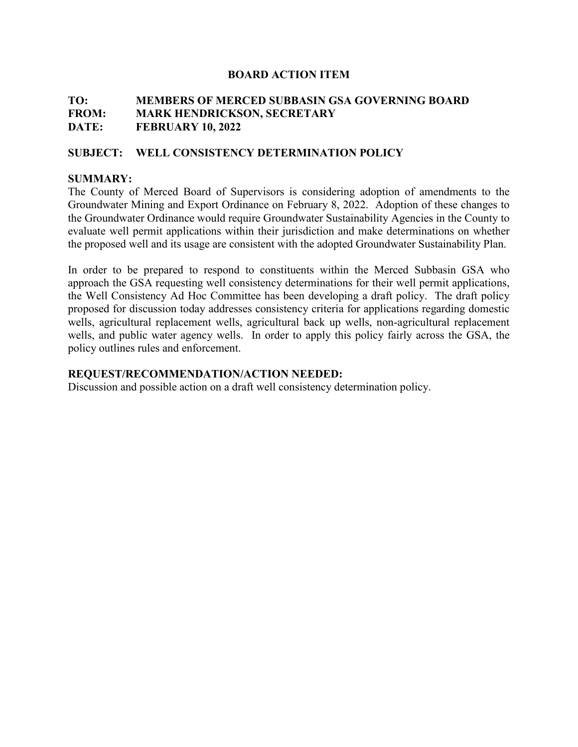**BOARD ACTION ITEM**

**TO:** **MEMBERS OF MERCED SUBBASIN GSA GOVERNING BOARD**
**FROM:** **MARK HENDRICKSON, SECRETARY**
**DATE:** **FEBRUARY 10, 2022**

**SUBJECT:** **WELL CONSISTENCY DETERMINATION POLICY**

**SUMMARY:**

The County of Merced Board of Supervisors is considering adoption of amendments to the Groundwater Mining and Export Ordinance on February 8, 2022. Adoption of these changes to the Groundwater Ordinance would require Groundwater Sustainability Agencies in the County to evaluate well permit applications within their jurisdiction and make determinations on whether the proposed well and its usage are consistent with the adopted Groundwater Sustainability Plan.

In order to be prepared to respond to constituents within the Merced Subbasin GSA who approach the GSA requesting well consistency determinations for their well permit applications, the Well Consistency Ad Hoc Committee has been developing a draft policy. The draft policy proposed for discussion today addresses consistency criteria for applications regarding domestic wells, agricultural replacement wells, agricultural back up wells, non-agricultural replacement wells, and public water agency wells. In order to apply this policy fairly across the GSA, the policy outlines rules and enforcement.

**REQUEST/RECOMMENDATION/ACTION NEEDED:**

Discussion and possible action on a draft well consistency determination policy.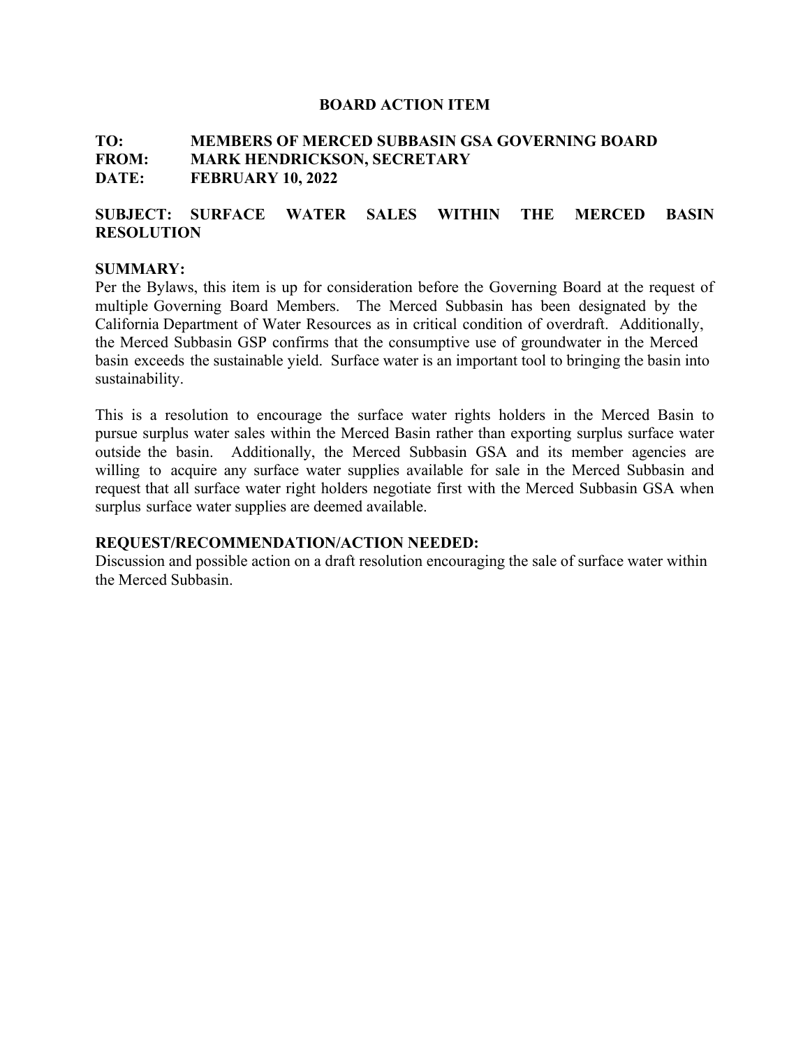# BOARD ACTION ITEM

**TO:** MEMBERS OF MERCED SUBBASIN GSA GOVERNING BOARD
**FROM:** MARK HENDRICKSON, SECRETARY
**DATE:** FEBRUARY 10, 2022

**SUBJECT: SURFACE WATER SALES WITHIN THE MERCED BASIN RESOLUTION**

**SUMMARY:**
Per the Bylaws, this item is up for consideration before the Governing Board at the request of multiple Governing Board Members. The Merced Subbasin has been designated by the California Department of Water Resources as in critical condition of overdraft. Additionally, the Merced Subbasin GSP confirms that the consumptive use of groundwater in the Merced basin exceeds the sustainable yield. Surface water is an important tool to bringing the basin into sustainability.

This is a resolution to encourage the surface water rights holders in the Merced Basin to pursue surplus water sales within the Merced Basin rather than exporting surplus surface water outside the basin. Additionally, the Merced Subbasin GSA and its member agencies are willing to acquire any surface water supplies available for sale in the Merced Subbasin and request that all surface water right holders negotiate first with the Merced Subbasin GSA when surplus surface water supplies are deemed available.

**REQUEST/RECOMMENDATION/ACTION NEEDED:**
Discussion and possible action on a draft resolution encouraging the sale of surface water within the Merced Subbasin.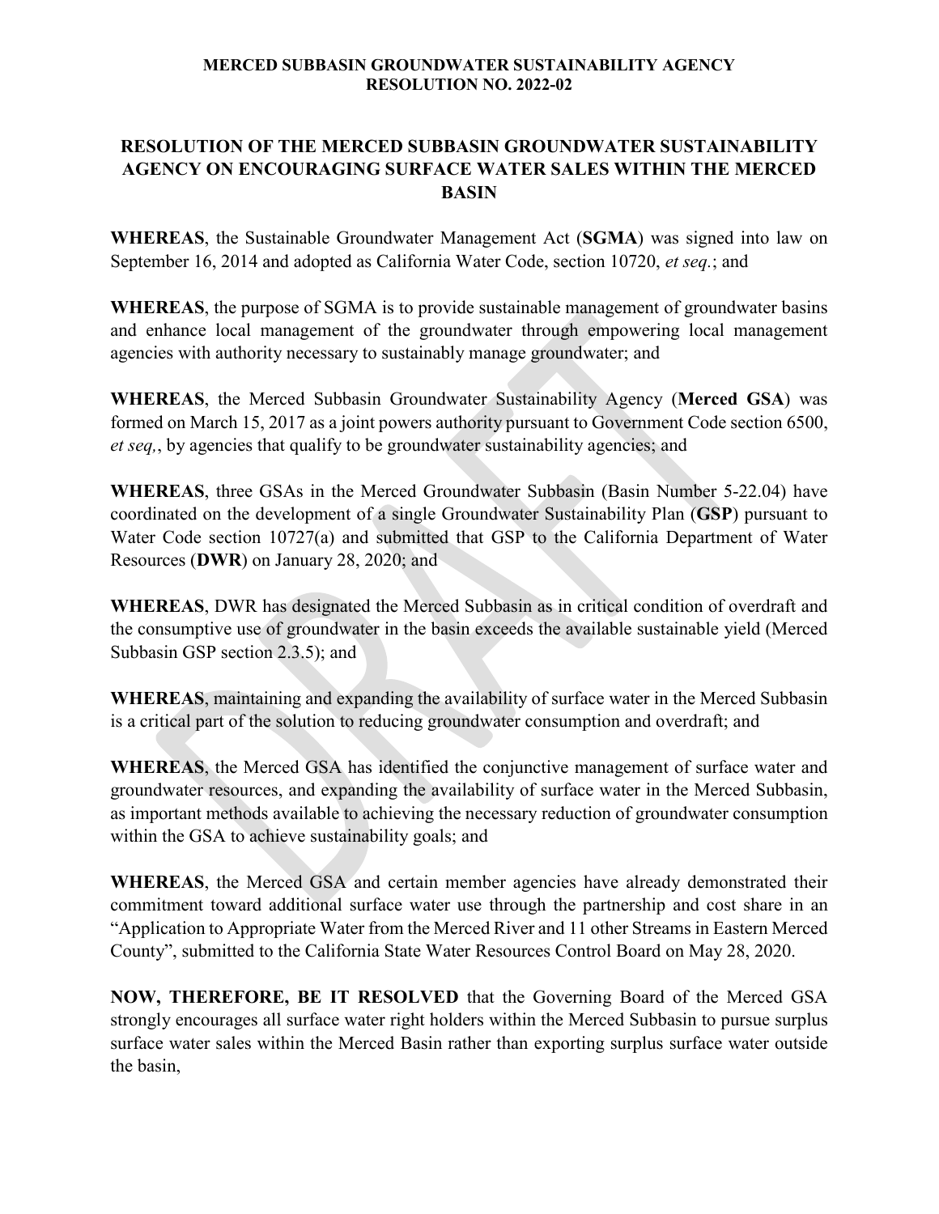**MERCED SUBBASIN GROUNDWATER SUSTAINABILITY AGENCY**
**RESOLUTION NO. 2022-02**

# RESOLUTION OF THE MERCED SUBBASIN GROUNDWATER SUSTAINABILITY AGENCY ON ENCOURAGING SURFACE WATER SALES WITHIN THE MERCED BASIN

**WHEREAS**, the Sustainable Groundwater Management Act (**SGMA**) was signed into law on September 16, 2014 and adopted as California Water Code, section 10720, *et seq.*; and

**WHEREAS**, the purpose of SGMA is to provide sustainable management of groundwater basins and enhance local management of the groundwater through empowering local management agencies with authority necessary to sustainably manage groundwater; and

**WHEREAS**, the Merced Subbasin Groundwater Sustainability Agency (**Merced GSA**) was formed on March 15, 2017 as a joint powers authority pursuant to Government Code section 6500, *et seq,*, by agencies that qualify to be groundwater sustainability agencies; and

**WHEREAS**, three GSAs in the Merced Groundwater Subbasin (Basin Number 5-22.04) have coordinated on the development of a single Groundwater Sustainability Plan (**GSP**) pursuant to Water Code section 10727(a) and submitted that GSP to the California Department of Water Resources (**DWR**) on January 28, 2020; and

**WHEREAS**, DWR has designated the Merced Subbasin as in critical condition of overdraft and the consumptive use of groundwater in the basin exceeds the available sustainable yield (Merced Subbasin GSP section 2.3.5); and

**WHEREAS**, maintaining and expanding the availability of surface water in the Merced Subbasin is a critical part of the solution to reducing groundwater consumption and overdraft; and

**WHEREAS**, the Merced GSA has identified the conjunctive management of surface water and groundwater resources, and expanding the availability of surface water in the Merced Subbasin, as important methods available to achieving the necessary reduction of groundwater consumption within the GSA to achieve sustainability goals; and

**WHEREAS**, the Merced GSA and certain member agencies have already demonstrated their commitment toward additional surface water use through the partnership and cost share in an "Application to Appropriate Water from the Merced River and 11 other Streams in Eastern Merced County", submitted to the California State Water Resources Control Board on May 28, 2020.

**NOW, THEREFORE, BE IT RESOLVED** that the Governing Board of the Merced GSA strongly encourages all surface water right holders within the Merced Subbasin to pursue surplus surface water sales within the Merced Basin rather than exporting surplus surface water outside the basin,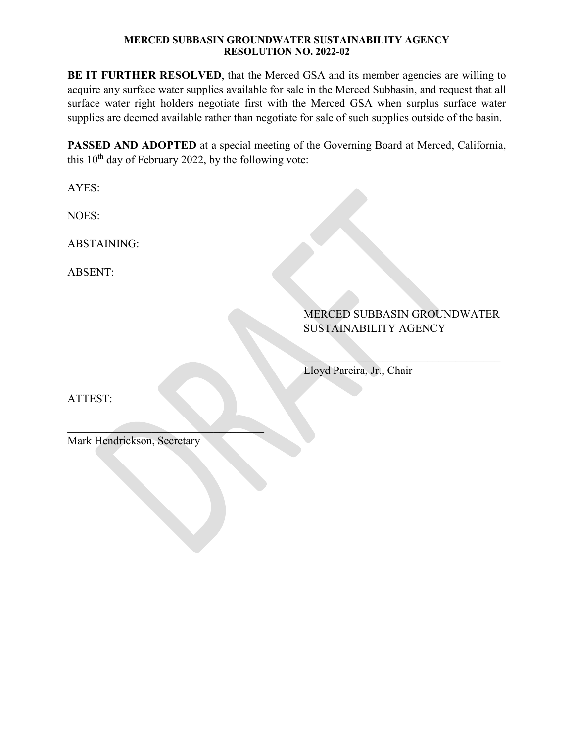**MERCED SUBBASIN GROUNDWATER SUSTAINABILITY AGENCY**
**RESOLUTION NO. 2022-02**

**BE IT FURTHER RESOLVED**, that the Merced GSA and its member agencies are willing to acquire any surface water supplies available for sale in the Merced Subbasin, and request that all surface water right holders negotiate first with the Merced GSA when surplus surface water supplies are deemed available rather than negotiate for sale of such supplies outside of the basin.

**PASSED AND ADOPTED** at a special meeting of the Governing Board at Merced, California, this 10th day of February 2022, by the following vote:

AYES:

NOES:

ABSTAINING:

ABSENT:

MERCED SUBBASIN GROUNDWATER SUSTAINABILITY AGENCY

_____________________________________
Lloyd Pareira, Jr., Chair

ATTEST:

_____________________________________
Mark Hendrickson, Secretary

DRAFT